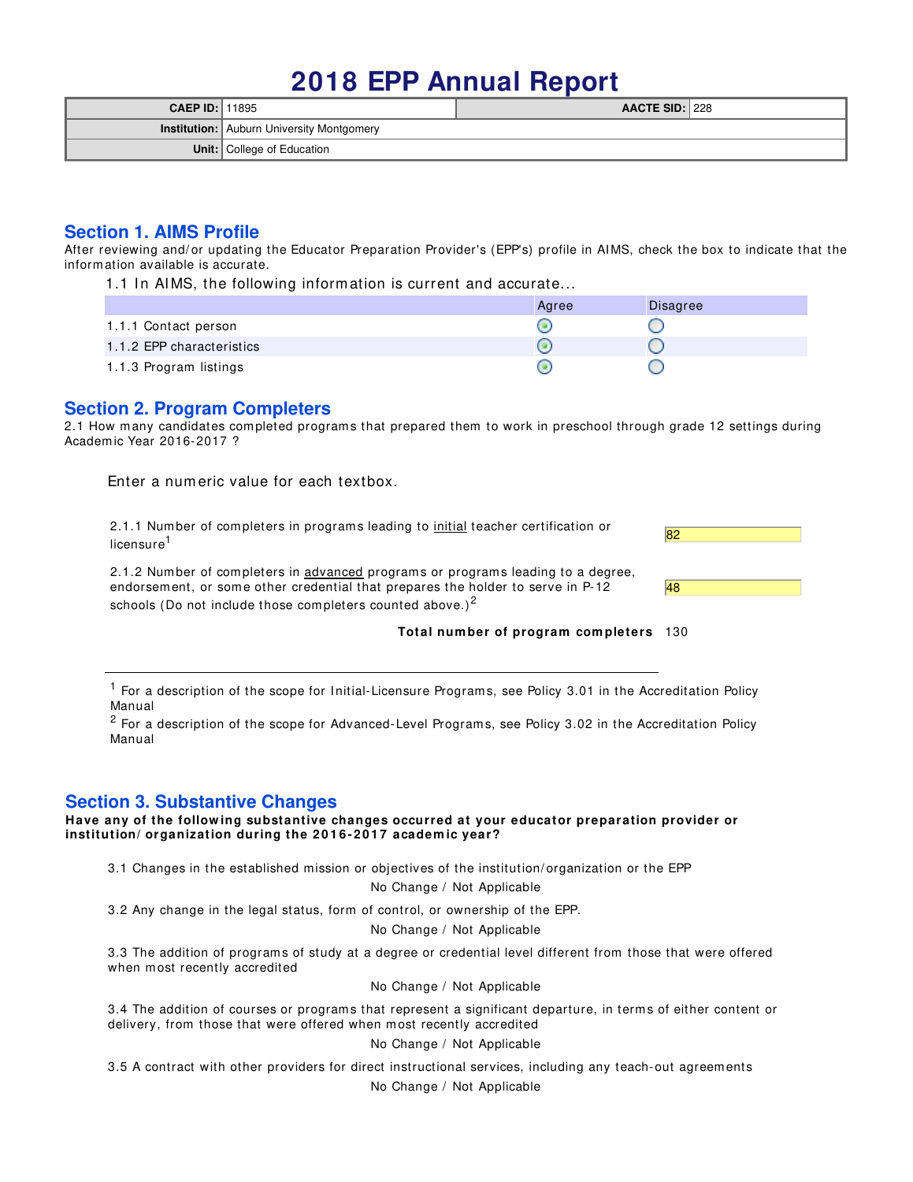# 2018 EPP Annual Report

| CAEP ID: | 11895 | AACTE SID: | 228 |
|---|---|---|---|
| Institution: | Auburn University Montgomery | | |
| Unit: | College of Education | | |

## Section 1. AIMS Profile

After reviewing and/or updating the Educator Preparation Provider's (EPP's) profile in AIMS, check the box to indicate that the information available is accurate.

1.1 In AIMS, the following information is current and accurate...

| | Agree | Disagree |
|---|---|---|
| 1.1.1 Contact person | ◉ | ○ |
| 1.1.2 EPP characteristics | ◉ | ○ |
| 1.1.3 Program listings | ◉ | ○ |

## Section 2. Program Completers

2.1 How many candidates completed programs that prepared them to work in preschool through grade 12 settings during Academic Year 2016-2017 ?

Enter a numeric value for each textbox.

2.1.1 Number of completers in programs leading to initial teacher certification or licensure[1]: 82

2.1.2 Number of completers in advanced programs or programs leading to a degree, endorsement, or some other credential that prepares the holder to serve in P-12 schools (Do not include those completers counted above.)[2]: 48

**Total number of program completers** 130

[1] For a description of the scope for Initial-Licensure Programs, see Policy 3.01 in the Accreditation Policy Manual

[2] For a description of the scope for Advanced-Level Programs, see Policy 3.02 in the Accreditation Policy Manual

## Section 3. Substantive Changes

**Have any of the following substantive changes occurred at your educator preparation provider or institution/organization during the 2016-2017 academic year?**

3.1 Changes in the established mission or objectives of the institution/organization or the EPP

No Change / Not Applicable

3.2 Any change in the legal status, form of control, or ownership of the EPP.

No Change / Not Applicable

3.3 The addition of programs of study at a degree or credential level different from those that were offered when most recently accredited

No Change / Not Applicable

3.4 The addition of courses or programs that represent a significant departure, in terms of either content or delivery, from those that were offered when most recently accredited

No Change / Not Applicable

3.5 A contract with other providers for direct instructional services, including any teach-out agreements

No Change / Not Applicable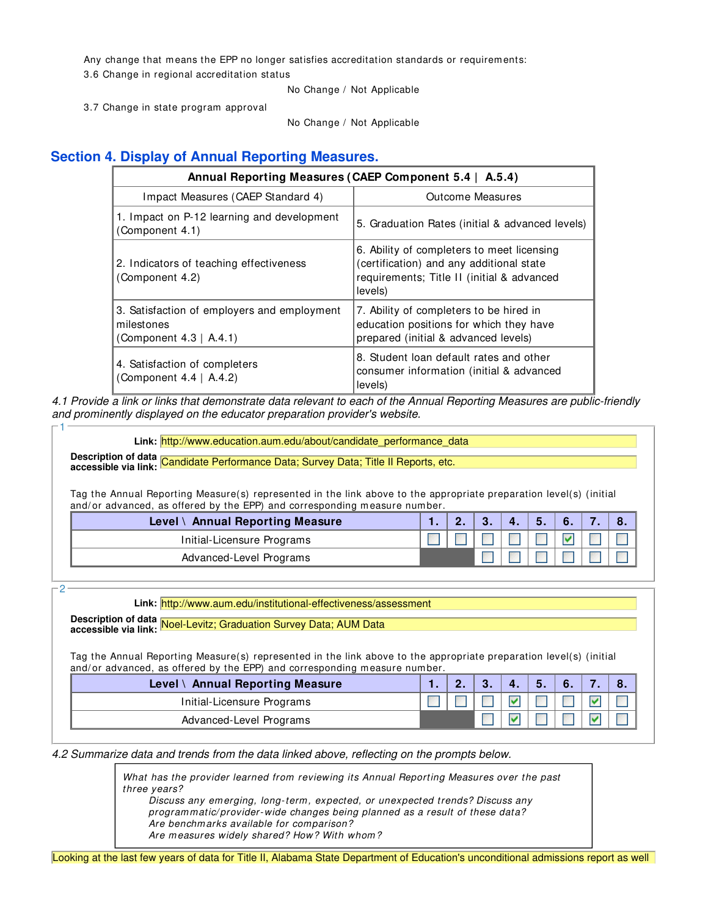Any change that means the EPP no longer satisfies accreditation standards or requirements:

3.6 Change in regional accreditation status

No Change / Not Applicable

3.7 Change in state program approval

No Change / Not Applicable

## Section 4. Display of Annual Reporting Measures.

| **Annual Reporting Measures (CAEP Component 5.4 \| A.5.4)** | |
|---|---|
| Impact Measures (CAEP Standard 4) | Outcome Measures |
| 1. Impact on P-12 learning and development (Component 4.1) | 5. Graduation Rates (initial & advanced levels) |
| 2. Indicators of teaching effectiveness (Component 4.2) | 6. Ability of completers to meet licensing (certification) and any additional state requirements; Title II (initial & advanced levels) |
| 3. Satisfaction of employers and employment milestones (Component 4.3 \| A.4.1) | 7. Ability of completers to be hired in education positions for which they have prepared (initial & advanced levels) |
| 4. Satisfaction of completers (Component 4.4 \| A.4.2) | 8. Student loan default rates and other consumer information (initial & advanced levels) |

*4.1 Provide a link or links that demonstrate data relevant to each of the Annual Reporting Measures are public-friendly and prominently displayed on the educator preparation provider's website.*

1

**Link:** http://www.education.aum.edu/about/candidate_performance_data

**Description of data accessible via link:** Candidate Performance Data; Survey Data; Title II Reports, etc.

Tag the Annual Reporting Measure(s) represented in the link above to the appropriate preparation level(s) (initial and/or advanced, as offered by the EPP) and corresponding measure number.

| Level \ Annual Reporting Measure | 1. | 2. | 3. | 4. | 5. | 6. | 7. | 8. |
|---|---|---|---|---|---|---|---|---|
| Initial-Licensure Programs | ☐ | ☐ | ☐ | ☐ | ☐ | ☑ | ☐ | ☐ |
| Advanced-Level Programs | | | ☐ | ☐ | ☐ | ☐ | ☐ | ☐ |

2

**Link:** http://www.aum.edu/institutional-effectiveness/assessment

**Description of data accessible via link:** Noel-Levitz; Graduation Survey Data; AUM Data

Tag the Annual Reporting Measure(s) represented in the link above to the appropriate preparation level(s) (initial and/or advanced, as offered by the EPP) and corresponding measure number.

| Level \ Annual Reporting Measure | 1. | 2. | 3. | 4. | 5. | 6. | 7. | 8. |
|---|---|---|---|---|---|---|---|---|
| Initial-Licensure Programs | ☐ | ☐ | ☐ | ☑ | ☐ | ☐ | ☑ | ☐ |
| Advanced-Level Programs | | | ☐ | ☑ | ☐ | ☐ | ☑ | ☐ |

*4.2 Summarize data and trends from the data linked above, reflecting on the prompts below.*

> *What has the provider learned from reviewing its Annual Reporting Measures over the past three years?*
>
> *Discuss any emerging, long-term, expected, or unexpected trends? Discuss any programmatic/provider-wide changes being planned as a result of these data?*
>
> *Are benchmarks available for comparison?*
>
> *Are measures widely shared? How? With whom?*

Looking at the last few years of data for Title II, Alabama State Department of Education's unconditional admissions report as well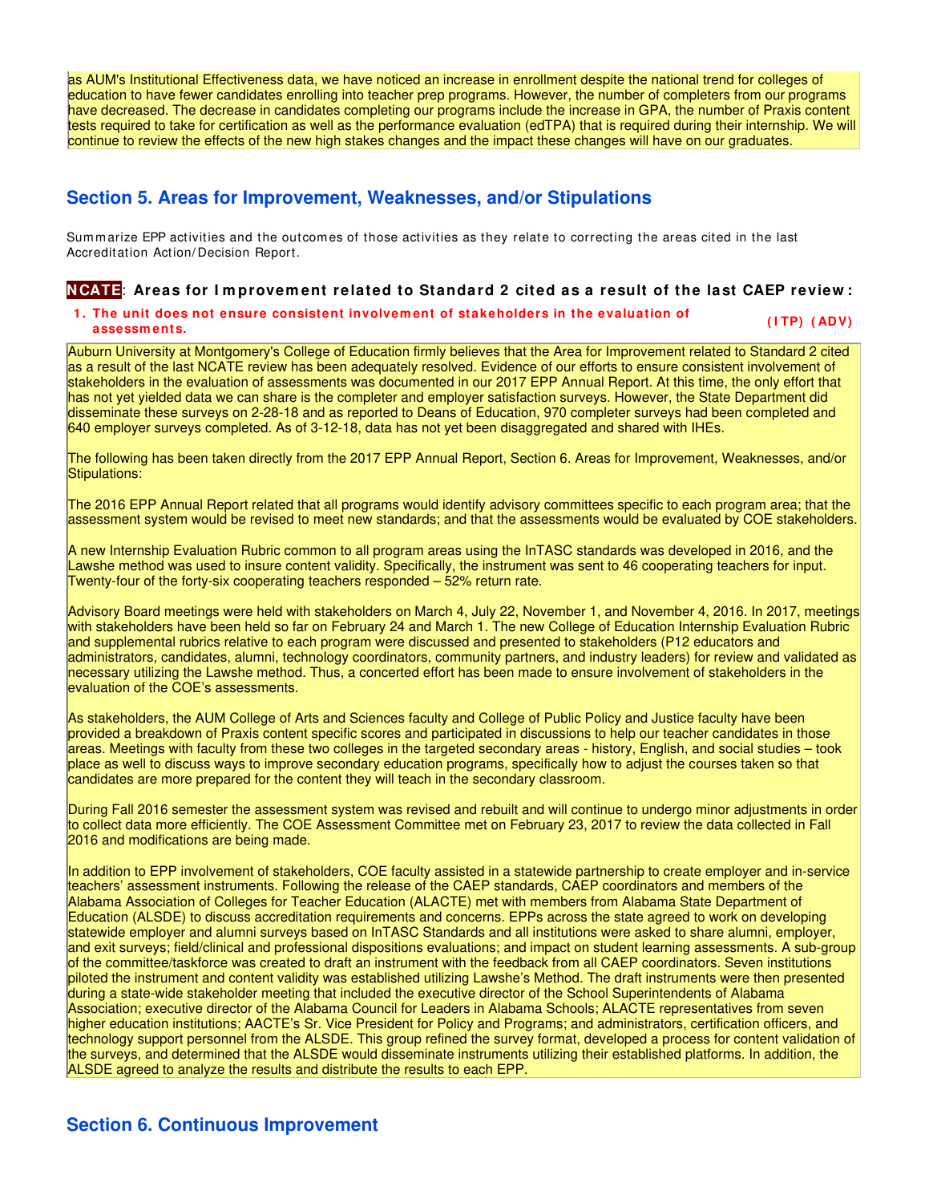as AUM's Institutional Effectiveness data, we have noticed an increase in enrollment despite the national trend for colleges of education to have fewer candidates enrolling into teacher prep programs. However, the number of completers from our programs have decreased. The decrease in candidates completing our programs include the increase in GPA, the number of Praxis content tests required to take for certification as well as the performance evaluation (edTPA) that is required during their internship. We will continue to review the effects of the new high stakes changes and the impact these changes will have on our graduates.

## Section 5. Areas for Improvement, Weaknesses, and/or Stipulations

Summarize EPP activities and the outcomes of those activities as they relate to correcting the areas cited in the last Accreditation Action/Decision Report.

### NCATE: Areas for Improvement related to Standard 2 cited as a result of the last CAEP review:

**1. The unit does not ensure consistent involvement of stakeholders in the evaluation of assessments.** **(ITP) (ADV)**

Auburn University at Montgomery's College of Education firmly believes that the Area for Improvement related to Standard 2 cited as a result of the last NCATE review has been adequately resolved. Evidence of our efforts to ensure consistent involvement of stakeholders in the evaluation of assessments was documented in our 2017 EPP Annual Report. At this time, the only effort that has not yet yielded data we can share is the completer and employer satisfaction surveys. However, the State Department did disseminate these surveys on 2-28-18 and as reported to Deans of Education, 970 completer surveys had been completed and 640 employer surveys completed. As of 3-12-18, data has not yet been disaggregated and shared with IHEs.

The following has been taken directly from the 2017 EPP Annual Report, Section 6. Areas for Improvement, Weaknesses, and/or Stipulations:

The 2016 EPP Annual Report related that all programs would identify advisory committees specific to each program area; that the assessment system would be revised to meet new standards; and that the assessments would be evaluated by COE stakeholders.

A new Internship Evaluation Rubric common to all program areas using the InTASC standards was developed in 2016, and the Lawshe method was used to insure content validity. Specifically, the instrument was sent to 46 cooperating teachers for input. Twenty-four of the forty-six cooperating teachers responded – 52% return rate.

Advisory Board meetings were held with stakeholders on March 4, July 22, November 1, and November 4, 2016. In 2017, meetings with stakeholders have been held so far on February 24 and March 1. The new College of Education Internship Evaluation Rubric and supplemental rubrics relative to each program were discussed and presented to stakeholders (P12 educators and administrators, candidates, alumni, technology coordinators, community partners, and industry leaders) for review and validated as necessary utilizing the Lawshe method. Thus, a concerted effort has been made to ensure involvement of stakeholders in the evaluation of the COE's assessments.

As stakeholders, the AUM College of Arts and Sciences faculty and College of Public Policy and Justice faculty have been provided a breakdown of Praxis content specific scores and participated in discussions to help our teacher candidates in those areas. Meetings with faculty from these two colleges in the targeted secondary areas - history, English, and social studies – took place as well to discuss ways to improve secondary education programs, specifically how to adjust the courses taken so that candidates are more prepared for the content they will teach in the secondary classroom.

During Fall 2016 semester the assessment system was revised and rebuilt and will continue to undergo minor adjustments in order to collect data more efficiently. The COE Assessment Committee met on February 23, 2017 to review the data collected in Fall 2016 and modifications are being made.

In addition to EPP involvement of stakeholders, COE faculty assisted in a statewide partnership to create employer and in-service teachers' assessment instruments. Following the release of the CAEP standards, CAEP coordinators and members of the Alabama Association of Colleges for Teacher Education (ALACTE) met with members from Alabama State Department of Education (ALSDE) to discuss accreditation requirements and concerns. EPPs across the state agreed to work on developing statewide employer and alumni surveys based on InTASC Standards and all institutions were asked to share alumni, employer, and exit surveys; field/clinical and professional dispositions evaluations; and impact on student learning assessments. A sub-group of the committee/taskforce was created to draft an instrument with the feedback from all CAEP coordinators. Seven institutions piloted the instrument and content validity was established utilizing Lawshe's Method. The draft instruments were then presented during a state-wide stakeholder meeting that included the executive director of the School Superintendents of Alabama Association; executive director of the Alabama Council for Leaders in Alabama Schools; ALACTE representatives from seven higher education institutions; AACTE's Sr. Vice President for Policy and Programs; and administrators, certification officers, and technology support personnel from the ALSDE. This group refined the survey format, developed a process for content validation of the surveys, and determined that the ALSDE would disseminate instruments utilizing their established platforms. In addition, the ALSDE agreed to analyze the results and distribute the results to each EPP.

## Section 6. Continuous Improvement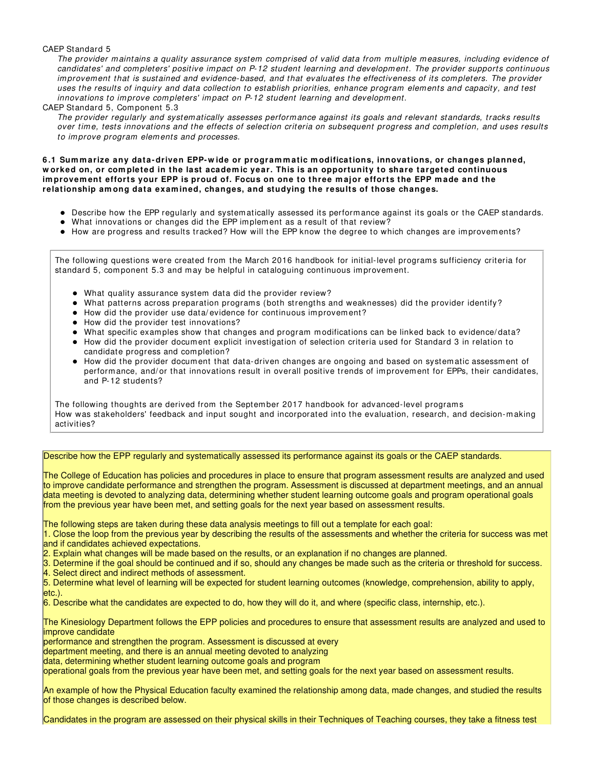CAEP Standard 5

*The provider maintains a quality assurance system comprised of valid data from multiple measures, including evidence of candidates' and completers' positive impact on P-12 student learning and development. The provider supports continuous improvement that is sustained and evidence-based, and that evaluates the effectiveness of its completers. The provider uses the results of inquiry and data collection to establish priorities, enhance program elements and capacity, and test innovations to improve completers' impact on P-12 student learning and development.*

CAEP Standard 5, Component 5.3

*The provider regularly and systematically assesses performance against its goals and relevant standards, tracks results over time, tests innovations and the effects of selection criteria on subsequent progress and completion, and uses results to improve program elements and processes.*

**6.1 Summarize any data-driven EPP-wide or programmatic modifications, innovations, or changes planned, worked on, or completed in the last academic year. This is an opportunity to share targeted continuous improvement efforts your EPP is proud of. Focus on one to three major efforts the EPP made and the relationship among data examined, changes, and studying the results of those changes.**

- Describe how the EPP regularly and systematically assessed its performance against its goals or the CAEP standards.
- What innovations or changes did the EPP implement as a result of that review?
- How are progress and results tracked? How will the EPP know the degree to which changes are improvements?

The following questions were created from the March 2016 handbook for initial-level programs sufficiency criteria for standard 5, component 5.3 and may be helpful in cataloguing continuous improvement.

- What quality assurance system data did the provider review?
- What patterns across preparation programs (both strengths and weaknesses) did the provider identify?
- How did the provider use data/evidence for continuous improvement?
- How did the provider test innovations?
- What specific examples show that changes and program modifications can be linked back to evidence/data?
- How did the provider document explicit investigation of selection criteria used for Standard 3 in relation to candidate progress and completion?
- How did the provider document that data-driven changes are ongoing and based on systematic assessment of performance, and/or that innovations result in overall positive trends of improvement for EPPs, their candidates, and P-12 students?

The following thoughts are derived from the September 2017 handbook for advanced-level programs
How was stakeholders' feedback and input sought and incorporated into the evaluation, research, and decision-making activities?

Describe how the EPP regularly and systematically assessed its performance against its goals or the CAEP standards.

The College of Education has policies and procedures in place to ensure that program assessment results are analyzed and used to improve candidate performance and strengthen the program. Assessment is discussed at department meetings, and an annual data meeting is devoted to analyzing data, determining whether student learning outcome goals and program operational goals from the previous year have been met, and setting goals for the next year based on assessment results.

The following steps are taken during these data analysis meetings to fill out a template for each goal:
1. Close the loop from the previous year by describing the results of the assessments and whether the criteria for success was met and if candidates achieved expectations.
2. Explain what changes will be made based on the results, or an explanation if no changes are planned.
3. Determine if the goal should be continued and if so, should any changes be made such as the criteria or threshold for success.
4. Select direct and indirect methods of assessment.
5. Determine what level of learning will be expected for student learning outcomes (knowledge, comprehension, ability to apply, etc.).
6. Describe what the candidates are expected to do, how they will do it, and where (specific class, internship, etc.).

The Kinesiology Department follows the EPP policies and procedures to ensure that assessment results are analyzed and used to improve candidate performance and strengthen the program. Assessment is discussed at every department meeting, and there is an annual meeting devoted to analyzing data, determining whether student learning outcome goals and program operational goals from the previous year have been met, and setting goals for the next year based on assessment results.

An example of how the Physical Education faculty examined the relationship among data, made changes, and studied the results of those changes is described below.

Candidates in the program are assessed on their physical skills in their Techniques of Teaching courses, they take a fitness test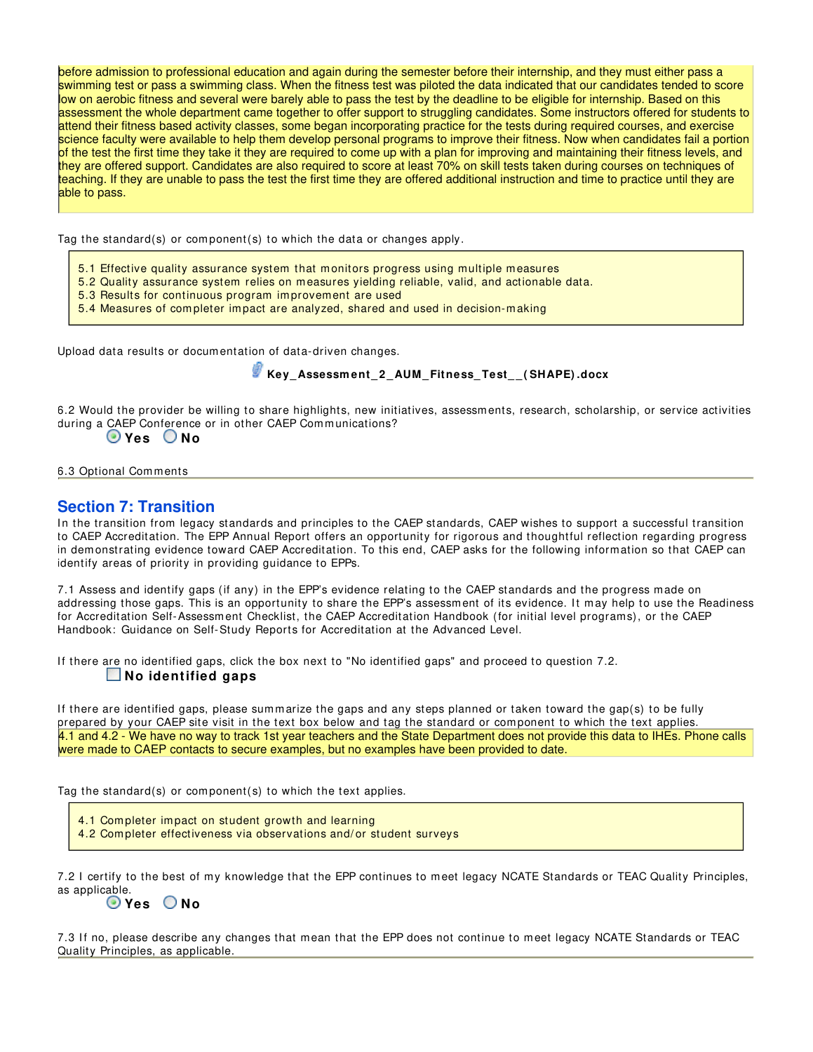before admission to professional education and again during the semester before their internship, and they must either pass a swimming test or pass a swimming class. When the fitness test was piloted the data indicated that our candidates tended to score low on aerobic fitness and several were barely able to pass the test by the deadline to be eligible for internship. Based on this assessment the whole department came together to offer support to struggling candidates. Some instructors offered for students to attend their fitness based activity classes, some began incorporating practice for the tests during required courses, and exercise science faculty were available to help them develop personal programs to improve their fitness. Now when candidates fail a portion of the test the first time they take it they are required to come up with a plan for improving and maintaining their fitness levels, and they are offered support. Candidates are also required to score at least 70% on skill tests taken during courses on techniques of teaching. If they are unable to pass the test the first time they are offered additional instruction and time to practice until they are able to pass.

Tag the standard(s) or component(s) to which the data or changes apply.

5.1 Effective quality assurance system that monitors progress using multiple measures
5.2 Quality assurance system relies on measures yielding reliable, valid, and actionable data.
5.3 Results for continuous program improvement are used
5.4 Measures of completer impact are analyzed, shared and used in decision-making

Upload data results or documentation of data-driven changes.

**Key_Assessment_2_AUM_Fitness_Test__(SHAPE).docx**

6.2 Would the provider be willing to share highlights, new initiatives, assessments, research, scholarship, or service activities during a CAEP Conference or in other CAEP Communications?

(•) **Yes** ( ) **No**

6.3 Optional Comments

## Section 7: Transition

In the transition from legacy standards and principles to the CAEP standards, CAEP wishes to support a successful transition to CAEP Accreditation. The EPP Annual Report offers an opportunity for rigorous and thoughtful reflection regarding progress in demonstrating evidence toward CAEP Accreditation. To this end, CAEP asks for the following information so that CAEP can identify areas of priority in providing guidance to EPPs.

7.1 Assess and identify gaps (if any) in the EPP's evidence relating to the CAEP standards and the progress made on addressing those gaps. This is an opportunity to share the EPP's assessment of its evidence. It may help to use the Readiness for Accreditation Self-Assessment Checklist, the CAEP Accreditation Handbook (for initial level programs), or the CAEP Handbook: Guidance on Self-Study Reports for Accreditation at the Advanced Level.

If there are no identified gaps, click the box next to "No identified gaps" and proceed to question 7.2.

☐ **No identified gaps**

If there are identified gaps, please summarize the gaps and any steps planned or taken toward the gap(s) to be fully prepared by your CAEP site visit in the text box below and tag the standard or component to which the text applies.

4.1 and 4.2 - We have no way to track 1st year teachers and the State Department does not provide this data to IHEs. Phone calls were made to CAEP contacts to secure examples, but no examples have been provided to date.

Tag the standard(s) or component(s) to which the text applies.

4.1 Completer impact on student growth and learning
4.2 Completer effectiveness via observations and/or student surveys

7.2 I certify to the best of my knowledge that the EPP continues to meet legacy NCATE Standards or TEAC Quality Principles, as applicable.

(•) **Yes** ( ) **No**

7.3 If no, please describe any changes that mean that the EPP does not continue to meet legacy NCATE Standards or TEAC Quality Principles, as applicable.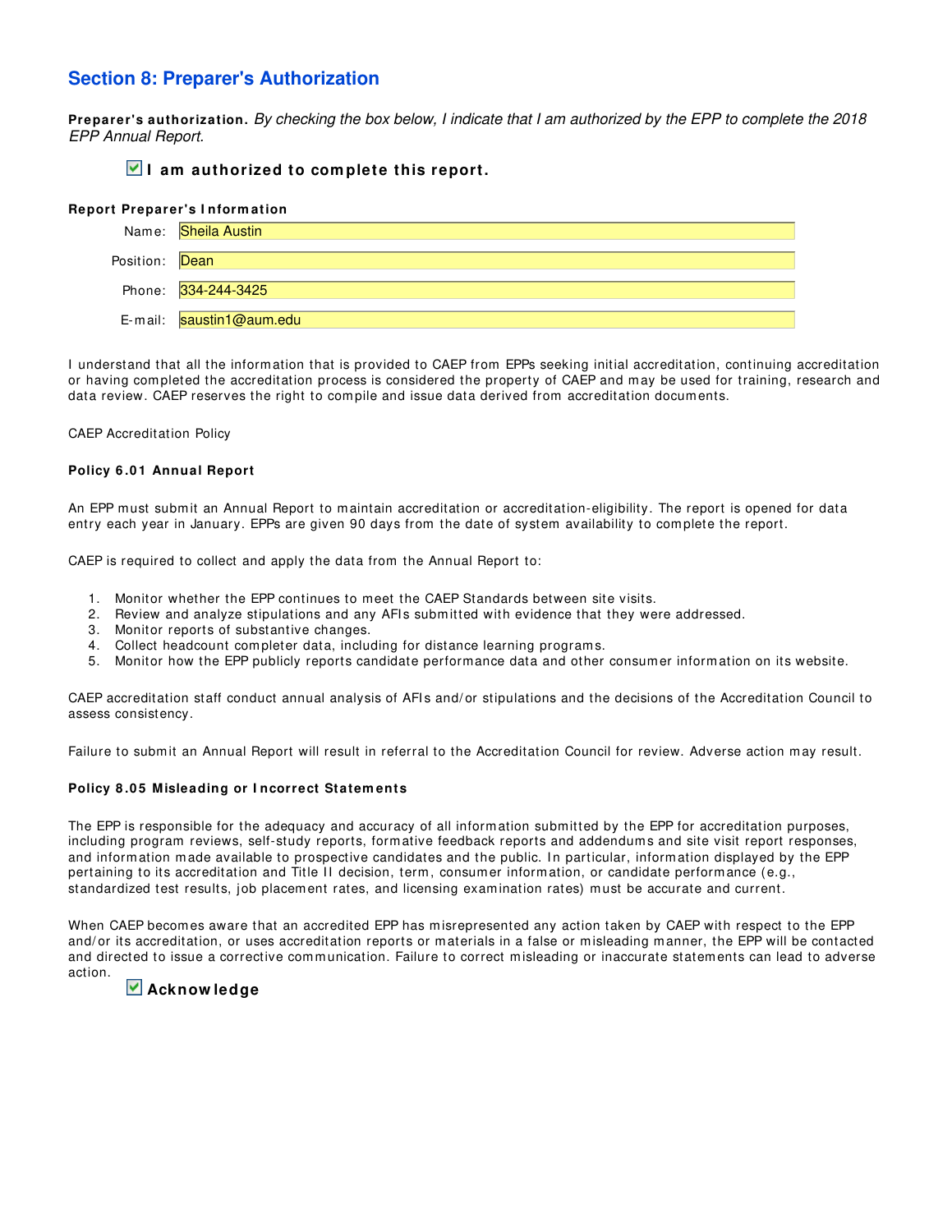## Section 8: Preparer's Authorization

**Preparer's authorization.** *By checking the box below, I indicate that I am authorized by the EPP to complete the 2018 EPP Annual Report.*

☑ **I am authorized to complete this report.**

**Report Preparer's Information**

| | |
|---|---|
| Name: | Sheila Austin |
| Position: | Dean |
| Phone: | 334-244-3425 |
| E-mail: | saustin1@aum.edu |

I understand that all the information that is provided to CAEP from EPPs seeking initial accreditation, continuing accreditation or having completed the accreditation process is considered the property of CAEP and may be used for training, research and data review. CAEP reserves the right to compile and issue data derived from accreditation documents.

CAEP Accreditation Policy

**Policy 6.01 Annual Report**

An EPP must submit an Annual Report to maintain accreditation or accreditation-eligibility. The report is opened for data entry each year in January. EPPs are given 90 days from the date of system availability to complete the report.

CAEP is required to collect and apply the data from the Annual Report to:

1. Monitor whether the EPP continues to meet the CAEP Standards between site visits.
2. Review and analyze stipulations and any AFIs submitted with evidence that they were addressed.
3. Monitor reports of substantive changes.
4. Collect headcount completer data, including for distance learning programs.
5. Monitor how the EPP publicly reports candidate performance data and other consumer information on its website.

CAEP accreditation staff conduct annual analysis of AFIs and/or stipulations and the decisions of the Accreditation Council to assess consistency.

Failure to submit an Annual Report will result in referral to the Accreditation Council for review. Adverse action may result.

**Policy 8.05 Misleading or Incorrect Statements**

The EPP is responsible for the adequacy and accuracy of all information submitted by the EPP for accreditation purposes, including program reviews, self-study reports, formative feedback reports and addendums and site visit report responses, and information made available to prospective candidates and the public. In particular, information displayed by the EPP pertaining to its accreditation and Title II decision, term, consumer information, or candidate performance (e.g., standardized test results, job placement rates, and licensing examination rates) must be accurate and current.

When CAEP becomes aware that an accredited EPP has misrepresented any action taken by CAEP with respect to the EPP and/or its accreditation, or uses accreditation reports or materials in a false or misleading manner, the EPP will be contacted and directed to issue a corrective communication. Failure to correct misleading or inaccurate statements can lead to adverse action.

☑ **Acknowledge**